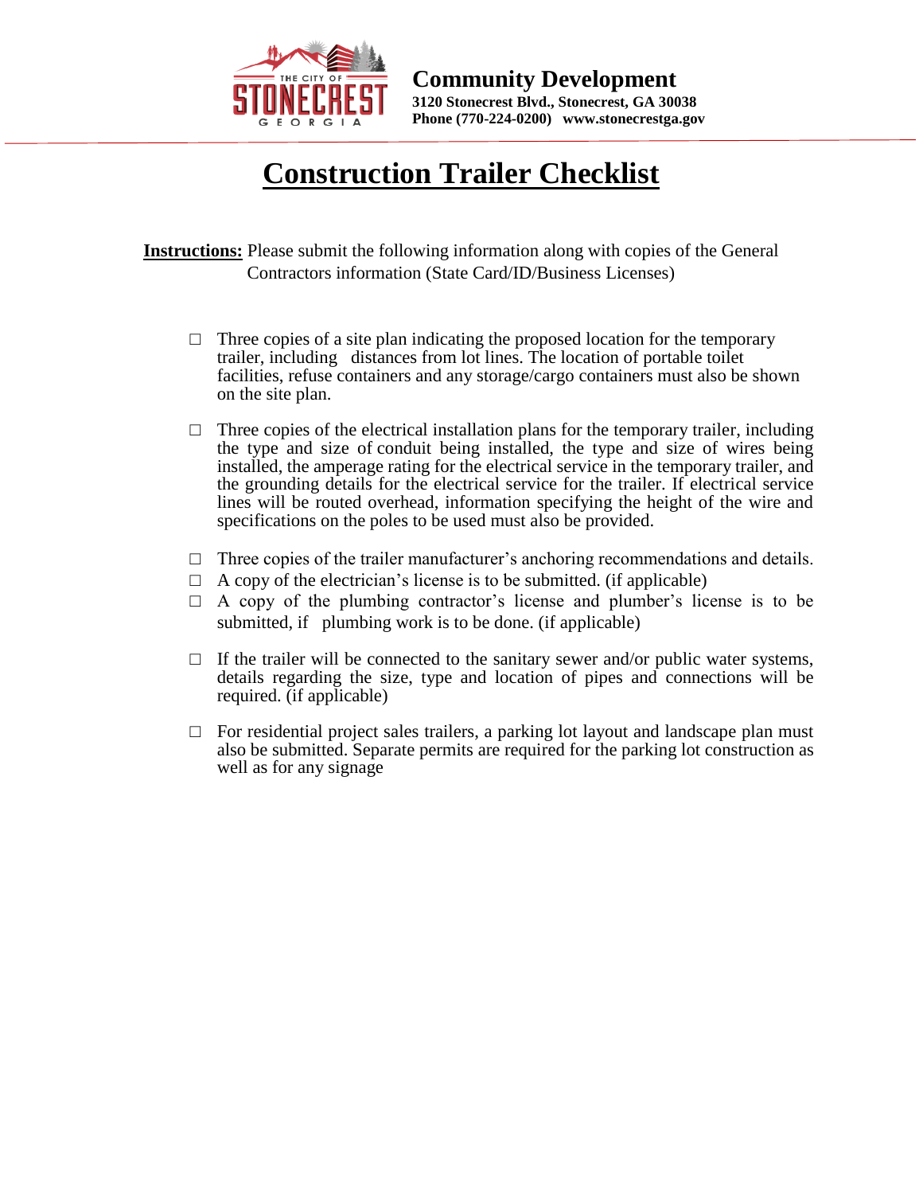THE CITY OF STONECREST GEORGIA

**Community Development**
**3120 Stonecrest Blvd., Stonecrest, GA 30038**
**Phone (770-224-0200) www.stonecrestga.gov**

# Construction Trailer Checklist

**Instructions:** Please submit the following information along with copies of the General Contractors information (State Card/ID/Business Licenses)

- ☐ Three copies of a site plan indicating the proposed location for the temporary trailer, including distances from lot lines. The location of portable toilet facilities, refuse containers and any storage/cargo containers must also be shown on the site plan.

- ☐ Three copies of the electrical installation plans for the temporary trailer, including the type and size of conduit being installed, the type and size of wires being installed, the amperage rating for the electrical service in the temporary trailer, and the grounding details for the electrical service for the trailer. If electrical service lines will be routed overhead, information specifying the height of the wire and specifications on the poles to be used must also be provided.

- ☐ Three copies of the trailer manufacturer's anchoring recommendations and details.
- ☐ A copy of the electrician's license is to be submitted. (if applicable)
- ☐ A copy of the plumbing contractor's license and plumber's license is to be submitted, if plumbing work is to be done. (if applicable)

- ☐ If the trailer will be connected to the sanitary sewer and/or public water systems, details regarding the size, type and location of pipes and connections will be required. (if applicable)

- ☐ For residential project sales trailers, a parking lot layout and landscape plan must also be submitted. Separate permits are required for the parking lot construction as well as for any signage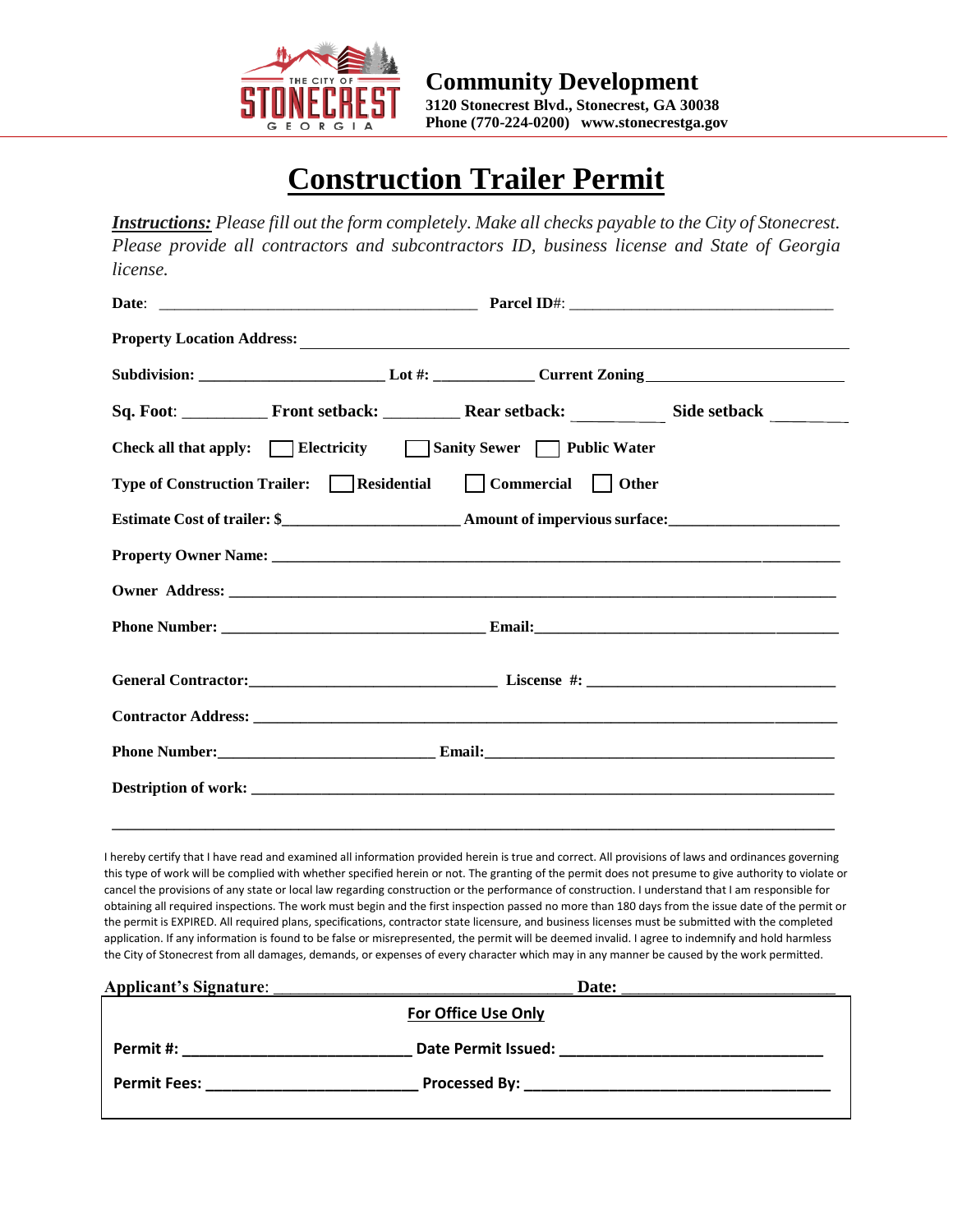THE CITY OF STONECREST GEORGIA

**Community Development**
**3120 Stonecrest Blvd., Stonecrest, GA 30038**
**Phone (770-224-0200) www.stonecrestga.gov**

# Construction Trailer Permit

***Instructions:*** *Please fill out the form completely. Make all checks payable to the City of Stonecrest. Please provide all contractors and subcontractors ID, business license and State of Georgia license.*

**Date**: ________________________________________ **Parcel ID#**: ___________________________________

**Property Location Address:** ______________________________________________________________________

**Subdivision:** _______________________ **Lot #:** ____________ **Current Zoning** ________________________

**Sq. Foot**: __________ **Front setback:** _________ **Rear setback:** ___________ **Side setback** _________

**Check all that apply:** ☐ **Electricity** ☐ **Sanity Sewer** ☐ **Public Water**

**Type of Construction Trailer:** ☐ **Residential** ☐ **Commercial** ☐ **Other**

**Estimate Cost of trailer: $**______________________ **Amount of impervious surface:**_____________________

**Property Owner Name:** _____________________________________________________________________

**Owner Address:** ___________________________________________________________________________

**Phone Number:** _________________________________ **Email:**_______________________________________

**General Contractor:**_______________________________ **Liscense #:** _______________________________

**Contractor Address:** _______________________________________________________________________

**Phone Number:**___________________________ **Email:**____________________________________________

**Destription of work:** ________________________________________________________________________

_____________________________________________________________________________________________

I hereby certify that I have read and examined all information provided herein is true and correct. All provisions of laws and ordinances governing this type of work will be complied with whether specified herein or not. The granting of the permit does not presume to give authority to violate or cancel the provisions of any state or local law regarding construction or the performance of construction. I understand that I am responsible for obtaining all required inspections. The work must begin and the first inspection passed no more than 180 days from the issue date of the permit or the permit is EXPIRED. All required plans, specifications, contractor state licensure, and business licenses must be submitted with the completed application. If any information is found to be false or misrepresented, the permit will be deemed invalid. I agree to indemnify and hold harmless the City of Stonecrest from all damages, demands, or expenses of every character which may in any manner be caused by the work permitted.

**Applicant's Signature**: ____________________________________ **Date:** _________________________

**For Office Use Only**

**Permit #:** ___________________________ **Date Permit Issued:** _______________________________

**Permit Fees:** ________________________ **Processed By:** ___________________________________